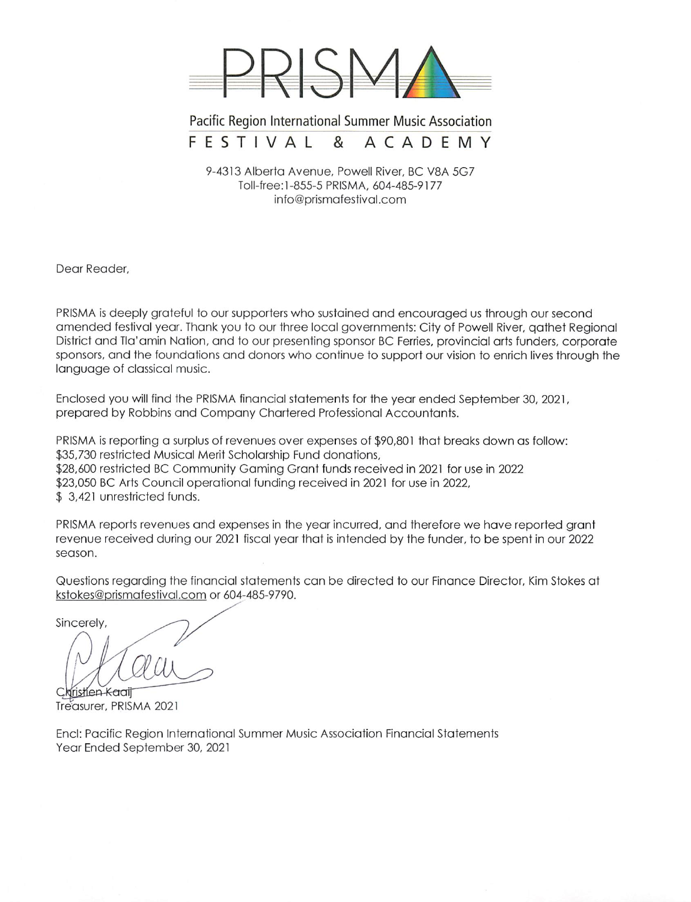# PRISMA

## Pacific Region International Summer Music Association

### FESTIVAL & ACADEMY

9-4313 Alberta Avenue, Powell River, BC V8A 5G7
Toll-free:1-855-5 PRISMA, 604-485-9177
info@prismafestival.com

Dear Reader,

PRISMA is deeply grateful to our supporters who sustained and encouraged us through our second amended festival year. Thank you to our three local governments: City of Powell River, qathet Regional District and Tla'amin Nation, and to our presenting sponsor BC Ferries, provincial arts funders, corporate sponsors, and the foundations and donors who continue to support our vision to enrich lives through the language of classical music.

Enclosed you will find the PRISMA financial statements for the year ended September 30, 2021, prepared by Robbins and Company Chartered Professional Accountants.

PRISMA is reporting a surplus of revenues over expenses of $90,801 that breaks down as follow:
$35,730 restricted Musical Merit Scholarship Fund donations,
$28,600 restricted BC Community Gaming Grant funds received in 2021 for use in 2022
$23,050 BC Arts Council operational funding received in 2021 for use in 2022,
$ 3,421 unrestricted funds.

PRISMA reports revenues and expenses in the year incurred, and therefore we have reported grant revenue received during our 2021 fiscal year that is intended by the funder, to be spent in our 2022 season.

Questions regarding the financial statements can be directed to our Finance Director, Kim Stokes at kstokes@prismafestival.com or 604-485-9790.

Sincerely,

Christien Kaaij
Treasurer, PRISMA 2021

Encl: Pacific Region International Summer Music Association Financial Statements
Year Ended September 30, 2021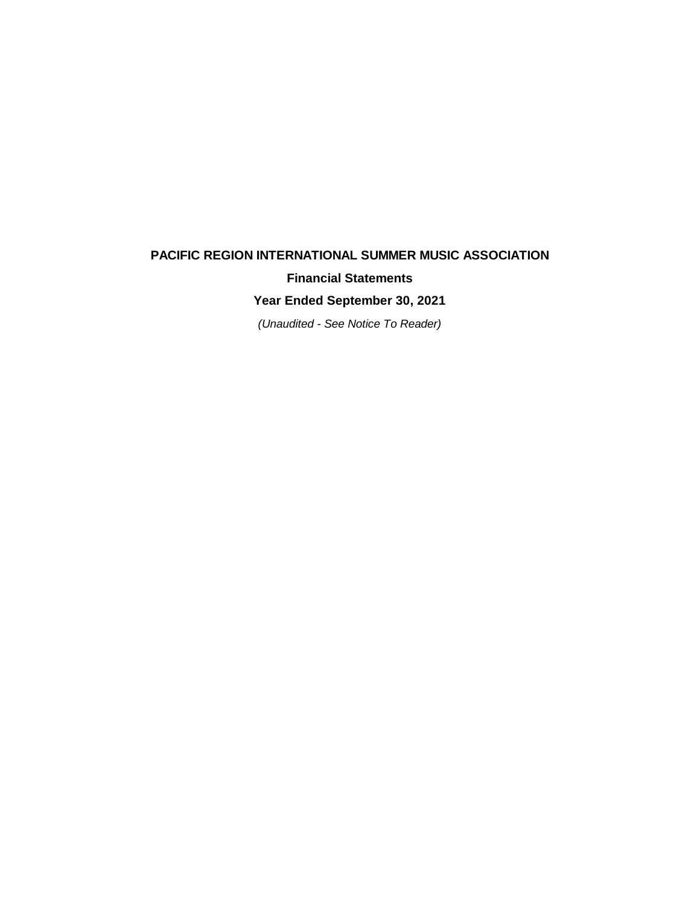# PACIFIC REGION INTERNATIONAL SUMMER MUSIC ASSOCIATION

## Financial Statements

## Year Ended September 30, 2021

*(Unaudited - See Notice To Reader)*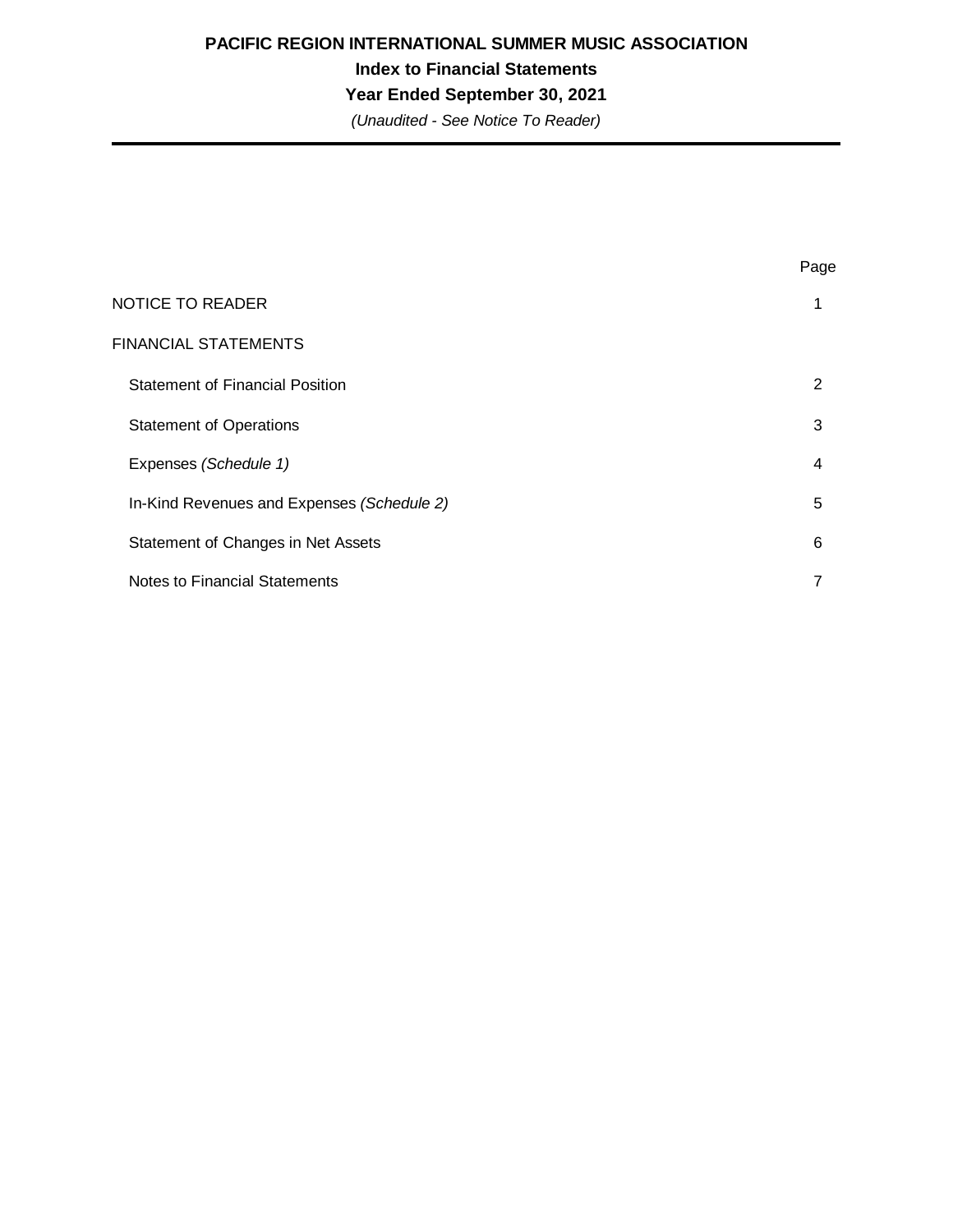# PACIFIC REGION INTERNATIONAL SUMMER MUSIC ASSOCIATION

## Index to Financial Statements

### Year Ended September 30, 2021

*(Unaudited - See Notice To Reader)*

| | Page |
|---|---|
| NOTICE TO READER | 1 |
| FINANCIAL STATEMENTS | |
| Statement of Financial Position | 2 |
| Statement of Operations | 3 |
| Expenses *(Schedule 1)* | 4 |
| In-Kind Revenues and Expenses *(Schedule 2)* | 5 |
| Statement of Changes in Net Assets | 6 |
| Notes to Financial Statements | 7 |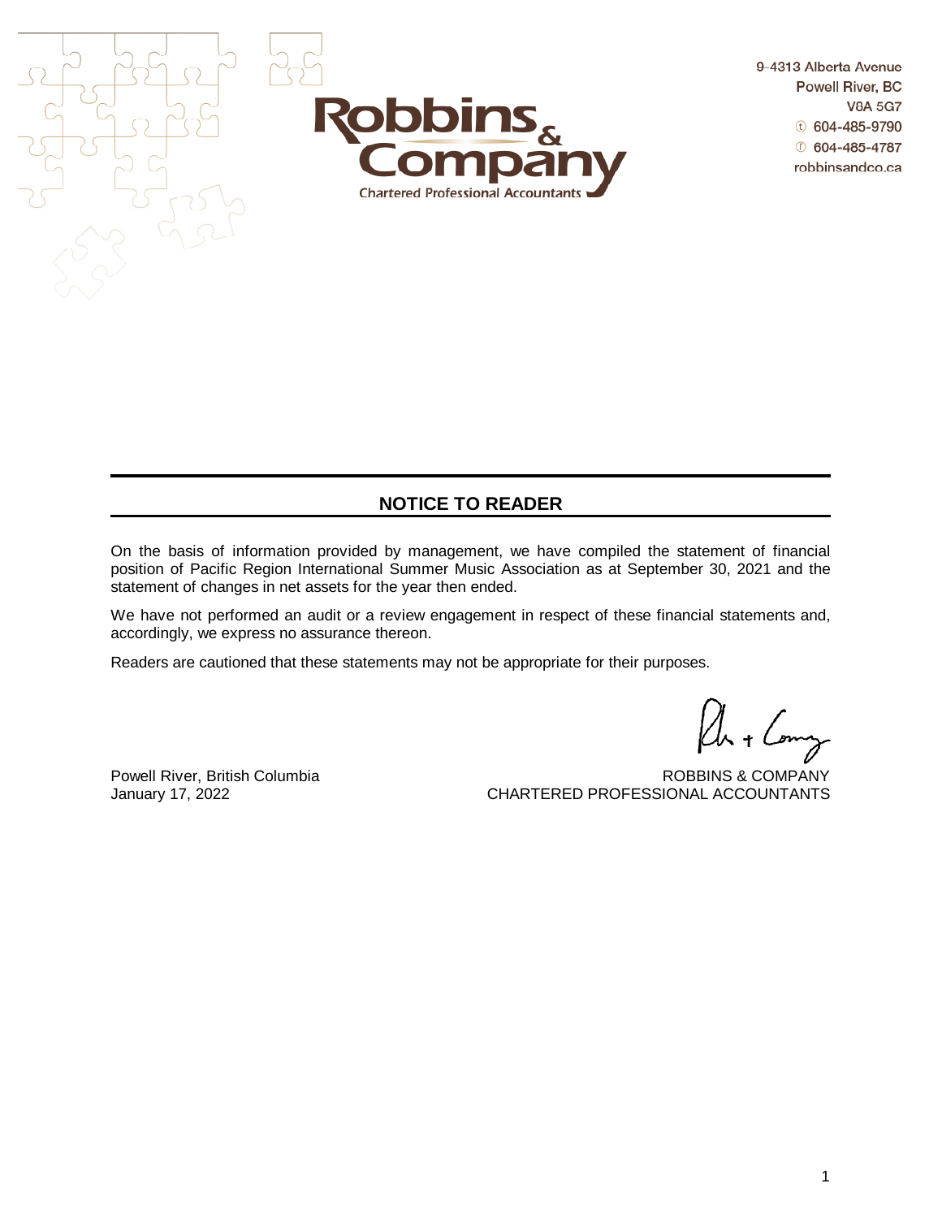**Robbins & Company**
Chartered Professional Accountants

9-4313 Alberta Avenue
Powell River, BC
V8A 5G7
ⓣ 604-485-9790
ⓕ 604-485-4787
robbinsandco.ca

## NOTICE TO READER

On the basis of information provided by management, we have compiled the statement of financial position of Pacific Region International Summer Music Association as at September 30, 2021 and the statement of changes in net assets for the year then ended.

We have not performed an audit or a review engagement in respect of these financial statements and, accordingly, we express no assurance thereon.

Readers are cautioned that these statements may not be appropriate for their purposes.

Powell River, British Columbia
January 17, 2022

ROBBINS & COMPANY
CHARTERED PROFESSIONAL ACCOUNTANTS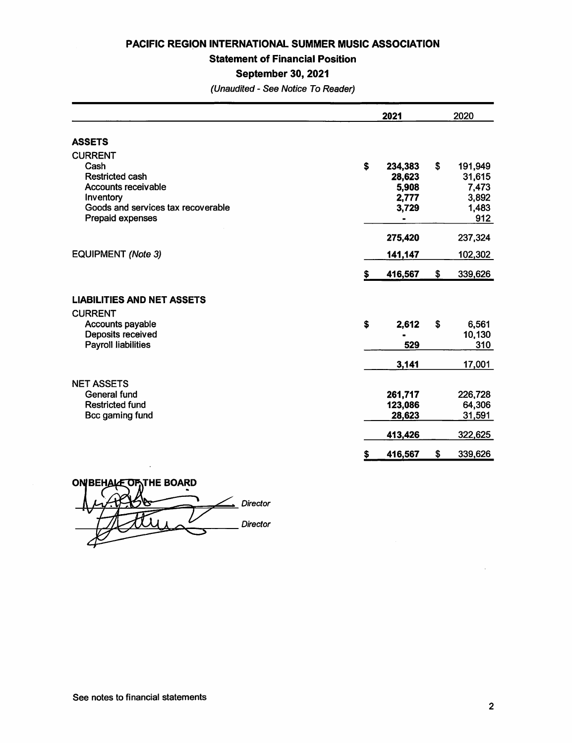# PACIFIC REGION INTERNATIONAL SUMMER MUSIC ASSOCIATION

## Statement of Financial Position

## September 30, 2021

*(Unaudited - See Notice To Reader)*

| | 2021 | 2020 |
|---|---|---|
| **ASSETS** | | |
| CURRENT | | |
| Cash | $ 234,383 | $ 191,949 |
| Restricted cash | 28,623 | 31,615 |
| Accounts receivable | 5,908 | 7,473 |
| Inventory | 2,777 | 3,892 |
| Goods and services tax recoverable | 3,729 | 1,483 |
| Prepaid expenses | - | 912 |
| | 275,420 | 237,324 |
| EQUIPMENT *(Note 3)* | 141,147 | 102,302 |
| | $ 416,567 | $ 339,626 |
| **LIABILITIES AND NET ASSETS** | | |
| CURRENT | | |
| Accounts payable | $ 2,612 | $ 6,561 |
| Deposits received | - | 10,130 |
| Payroll liabilities | 529 | 310 |
| | 3,141 | 17,001 |
| NET ASSETS | | |
| General fund | 261,717 | 226,728 |
| Restricted fund | 123,086 | 64,306 |
| Bcc gaming fund | 28,623 | 31,591 |
| | 413,426 | 322,625 |
| | $ 416,567 | $ 339,626 |

ON BEHALF OF THE BOARD

_________________________ *Director*

_________________________ *Director*

See notes to financial statements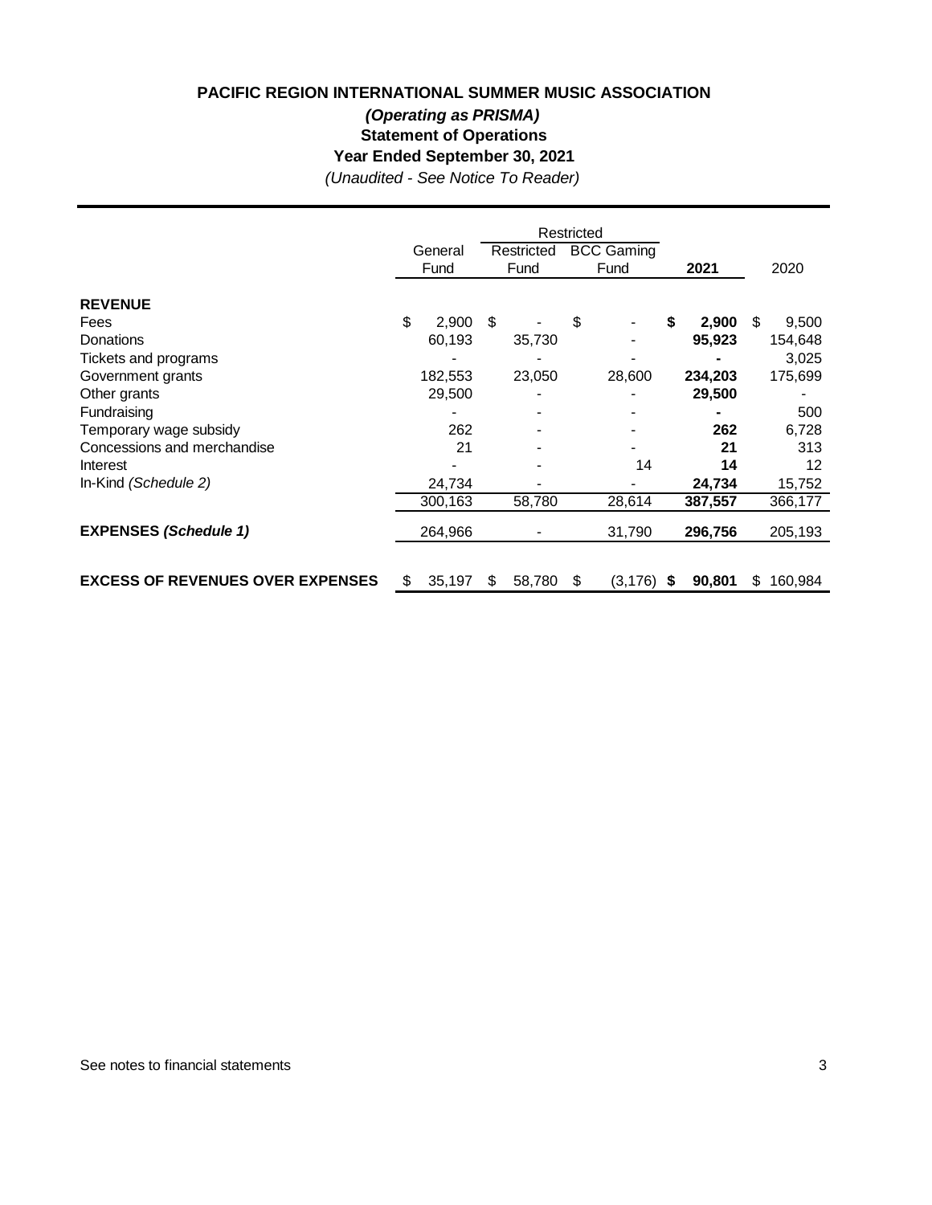# PACIFIC REGION INTERNATIONAL SUMMER MUSIC ASSOCIATION

***(Operating as PRISMA)***

**Statement of Operations**

**Year Ended September 30, 2021**

*(Unaudited - See Notice To Reader)*

| | General Fund | Restricted Fund | Restricted BCC Gaming Fund | **2021** | 2020 |
|---|---|---|---|---|---|
| **REVENUE** | | | | | |
| Fees | $ 2,900 | $ - | $ - | **$ 2,900** | $ 9,500 |
| Donations | 60,193 | 35,730 | - | **95,923** | 154,648 |
| Tickets and programs | - | - | - | **-** | 3,025 |
| Government grants | 182,553 | 23,050 | 28,600 | **234,203** | 175,699 |
| Other grants | 29,500 | - | - | **29,500** | - |
| Fundraising | - | - | - | **-** | 500 |
| Temporary wage subsidy | 262 | - | - | **262** | 6,728 |
| Concessions and merchandise | 21 | - | - | **21** | 313 |
| Interest | - | - | 14 | **14** | 12 |
| In-Kind *(Schedule 2)* | 24,734 | - | - | **24,734** | 15,752 |
| | 300,163 | 58,780 | 28,614 | **387,557** | 366,177 |
| **EXPENSES *(Schedule 1)*** | 264,966 | - | 31,790 | **296,756** | 205,193 |
| **EXCESS OF REVENUES OVER EXPENSES** | $ 35,197 | $ 58,780 | $ (3,176) | **$ 90,801** | $ 160,984 |

See notes to financial statements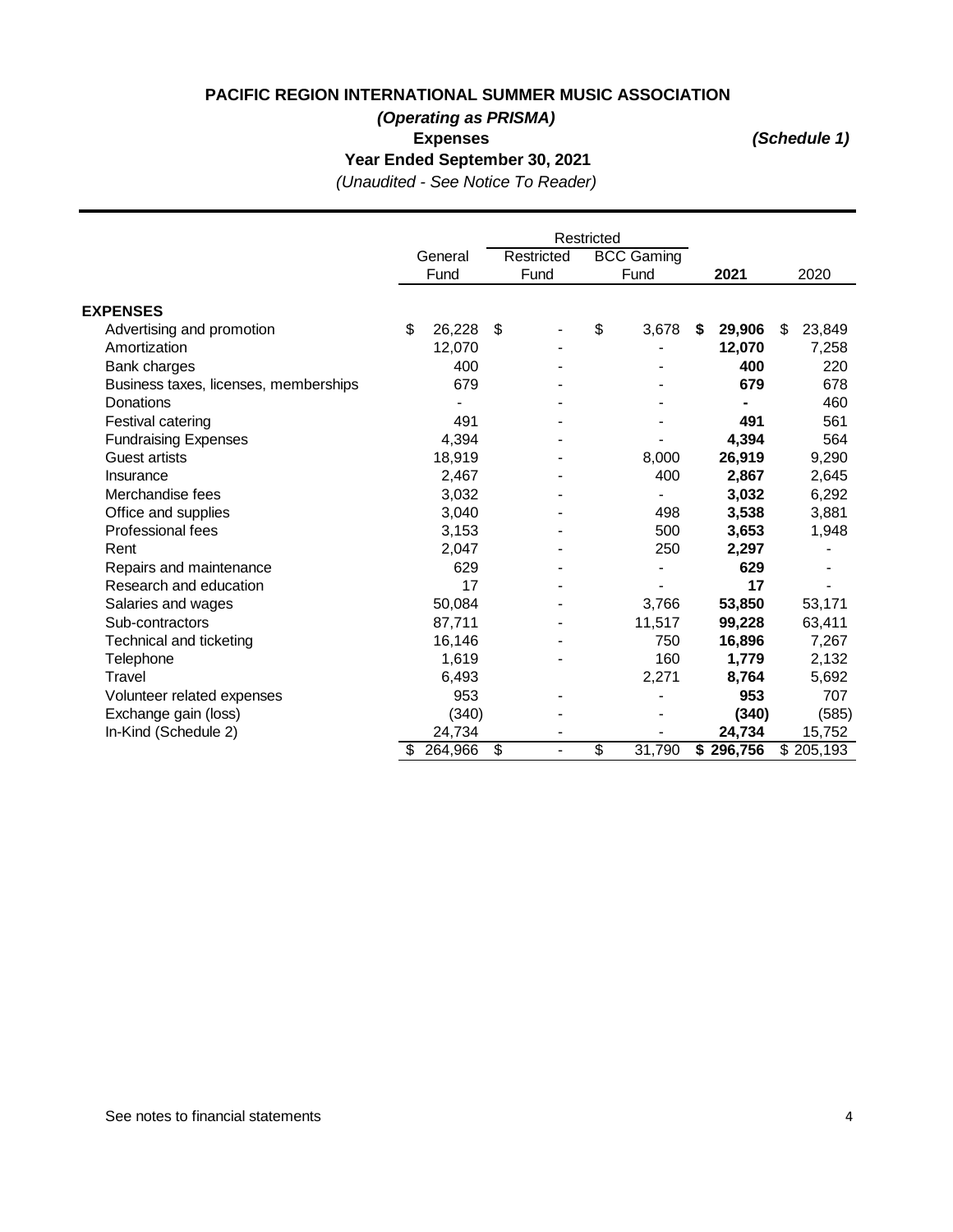# PACIFIC REGION INTERNATIONAL SUMMER MUSIC ASSOCIATION

***(Operating as PRISMA)***

**Expenses** ***(Schedule 1)***

**Year Ended September 30, 2021**

*(Unaudited - See Notice To Reader)*

| | General Fund | Restricted Fund | Restricted BCC Gaming Fund | **2021** | 2020 |
|---|---|---|---|---|---|
| **EXPENSES** | | | | | |
| Advertising and promotion | $ 26,228 | $ - | $ 3,678 | **$ 29,906** | $ 23,849 |
| Amortization | 12,070 | - | - | **12,070** | 7,258 |
| Bank charges | 400 | - | - | **400** | 220 |
| Business taxes, licenses, memberships | 679 | - | - | **679** | 678 |
| Donations | - | - | - | **-** | 460 |
| Festival catering | 491 | - | - | **491** | 561 |
| Fundraising Expenses | 4,394 | - | - | **4,394** | 564 |
| Guest artists | 18,919 | - | 8,000 | **26,919** | 9,290 |
| Insurance | 2,467 | - | 400 | **2,867** | 2,645 |
| Merchandise fees | 3,032 | - | - | **3,032** | 6,292 |
| Office and supplies | 3,040 | - | 498 | **3,538** | 3,881 |
| Professional fees | 3,153 | - | 500 | **3,653** | 1,948 |
| Rent | 2,047 | - | 250 | **2,297** | - |
| Repairs and maintenance | 629 | - | - | **629** | - |
| Research and education | 17 | - | - | **17** | - |
| Salaries and wages | 50,084 | - | 3,766 | **53,850** | 53,171 |
| Sub-contractors | 87,711 | - | 11,517 | **99,228** | 63,411 |
| Technical and ticketing | 16,146 | - | 750 | **16,896** | 7,267 |
| Telephone | 1,619 | - | 160 | **1,779** | 2,132 |
| Travel | 6,493 | | 2,271 | **8,764** | 5,692 |
| Volunteer related expenses | 953 | - | - | **953** | 707 |
| Exchange gain (loss) | (340) | - | - | **(340)** | (585) |
| In-Kind (Schedule 2) | 24,734 | - | - | **24,734** | 15,752 |
| | $ 264,966 | $ - | $ 31,790 | **$ 296,756** | $ 205,193 |

See notes to financial statements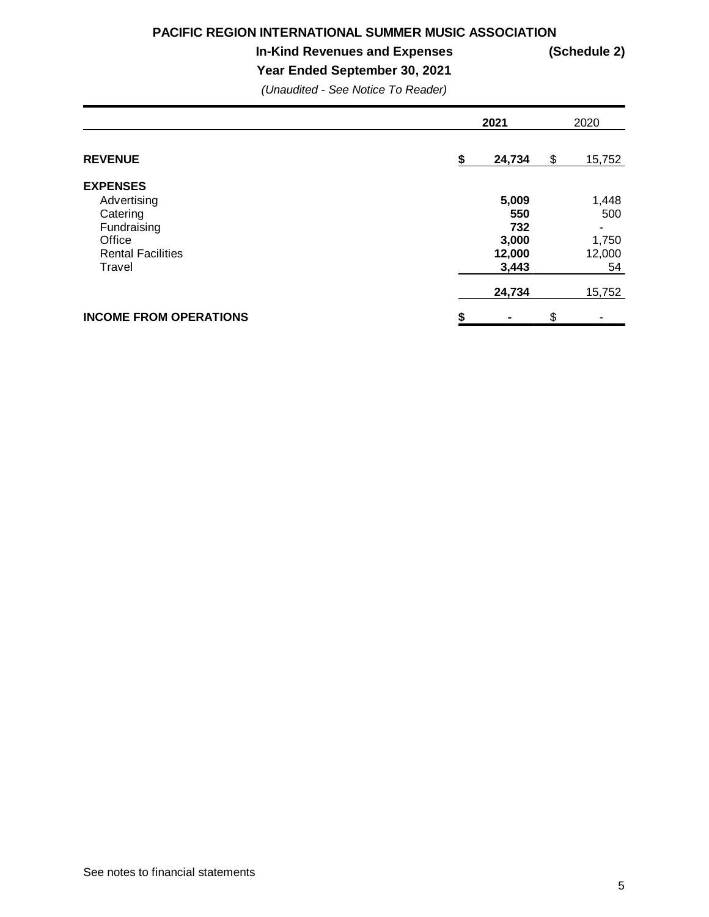# PACIFIC REGION INTERNATIONAL SUMMER MUSIC ASSOCIATION

## In-Kind Revenues and Expenses (Schedule 2)

## Year Ended September 30, 2021

*(Unaudited - See Notice To Reader)*

| | 2021 | 2020 |
|---|---|---|
| **REVENUE** | **$ 24,734** | $ 15,752 |
| **EXPENSES** | | |
| Advertising | **5,009** | 1,448 |
| Catering | **550** | 500 |
| Fundraising | **732** | - |
| Office | **3,000** | 1,750 |
| Rental Facilities | **12,000** | 12,000 |
| Travel | **3,443** | 54 |
| | **24,734** | 15,752 |
| **INCOME FROM OPERATIONS** | **$ -** | $ - |

See notes to financial statements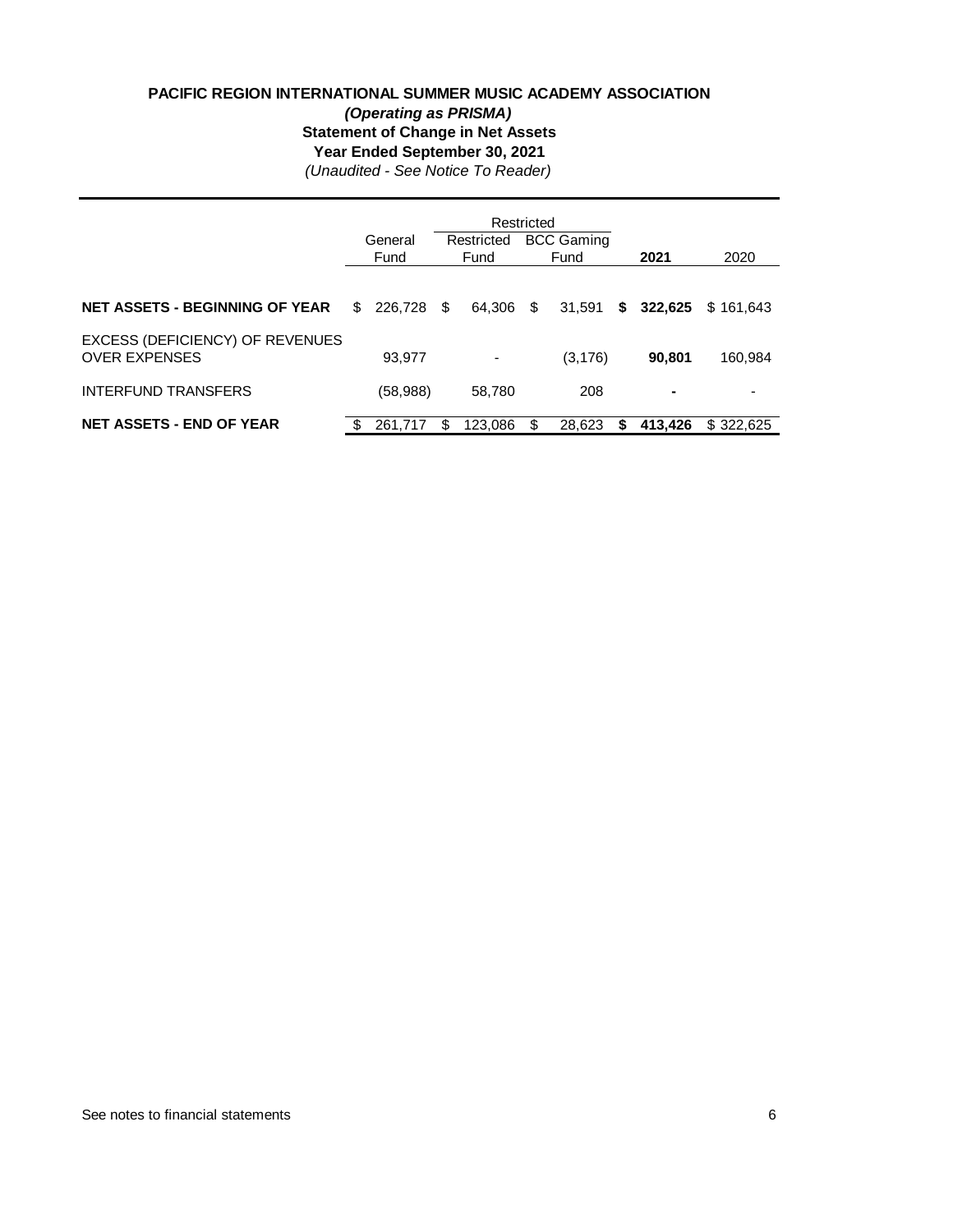**PACIFIC REGION INTERNATIONAL SUMMER MUSIC ACADEMY ASSOCIATION**

***(Operating as PRISMA)***

**Statement of Change in Net Assets**

**Year Ended September 30, 2021**

*(Unaudited - See Notice To Reader)*

| | General Fund | Restricted: Restricted Fund | Restricted: BCC Gaming Fund | **2021** | 2020 |
|---|---|---|---|---|---|
| **NET ASSETS - BEGINNING OF YEAR** | $ 226,728 | $ 64,306 | $ 31,591 | **$ 322,625** | $ 161,643 |
| EXCESS (DEFICIENCY) OF REVENUES OVER EXPENSES | 93,977 | - | (3,176) | **90,801** | 160,984 |
| INTERFUND TRANSFERS | (58,988) | 58,780 | 208 | **-** | - |
| **NET ASSETS - END OF YEAR** | $ 261,717 | $ 123,086 | $ 28,623 | **$ 413,426** | $ 322,625 |

See notes to financial statements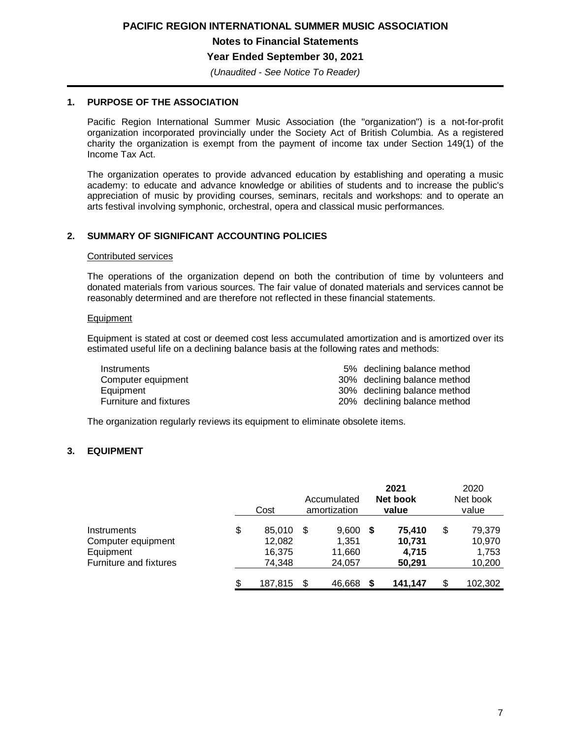# PACIFIC REGION INTERNATIONAL SUMMER MUSIC ASSOCIATION

## Notes to Financial Statements

## Year Ended September 30, 2021

*(Unaudited - See Notice To Reader)*

### 1. PURPOSE OF THE ASSOCIATION

Pacific Region International Summer Music Association (the "organization") is a not-for-profit organization incorporated provincially under the Society Act of British Columbia. As a registered charity the organization is exempt from the payment of income tax under Section 149(1) of the Income Tax Act.

The organization operates to provide advanced education by establishing and operating a music academy: to educate and advance knowledge or abilities of students and to increase the public's appreciation of music by providing courses, seminars, recitals and workshops: and to operate an arts festival involving symphonic, orchestral, opera and classical music performances.

### 2. SUMMARY OF SIGNIFICANT ACCOUNTING POLICIES

Contributed services

The operations of the organization depend on both the contribution of time by volunteers and donated materials from various sources. The fair value of donated materials and services cannot be reasonably determined and are therefore not reflected in these financial statements.

Equipment

Equipment is stated at cost or deemed cost less accumulated amortization and is amortized over its estimated useful life on a declining balance basis at the following rates and methods:

| | | |
|---|---|---|
| Instruments | 5% | declining balance method |
| Computer equipment | 30% | declining balance method |
| Equipment | 30% | declining balance method |
| Furniture and fixtures | 20% | declining balance method |

The organization regularly reviews its equipment to eliminate obsolete items.

### 3. EQUIPMENT

| | Cost | Accumulated amortization | **2021 Net book value** | 2020 Net book value |
|---|---|---|---|---|
| Instruments | $ 85,010 | $ 9,600 | **$ 75,410** | $ 79,379 |
| Computer equipment | 12,082 | 1,351 | **10,731** | 10,970 |
| Equipment | 16,375 | 11,660 | **4,715** | 1,753 |
| Furniture and fixtures | 74,348 | 24,057 | **50,291** | 10,200 |
| | $ 187,815 | $ 46,668 | **$ 141,147** | $ 102,302 |